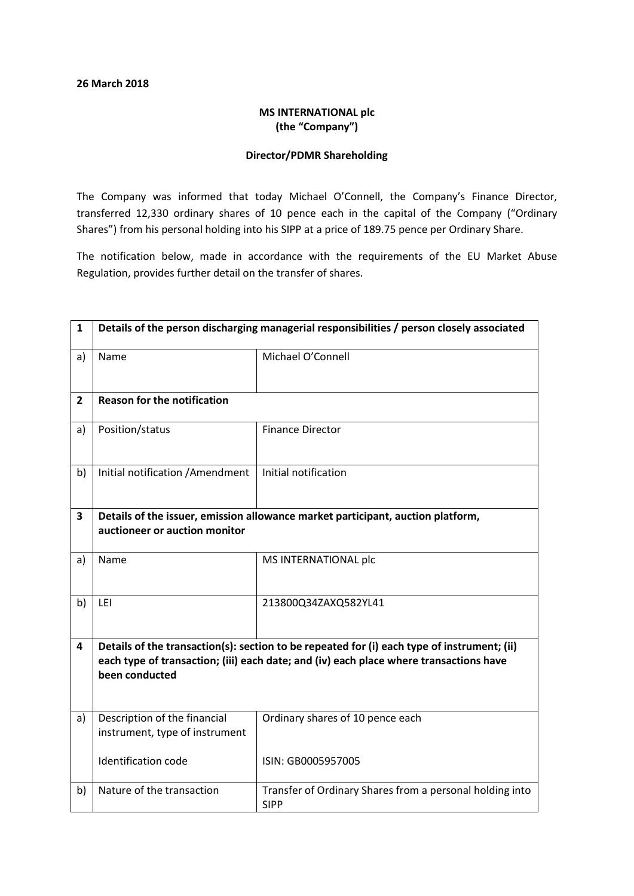**26 March 2018**

**MS INTERNATIONAL plc**
**(the "Company")**

**Director/PDMR Shareholding**

The Company was informed that today Michael O'Connell, the Company's Finance Director, transferred 12,330 ordinary shares of 10 pence each in the capital of the Company ("Ordinary Shares") from his personal holding into his SIPP at a price of 189.75 pence per Ordinary Share.

The notification below, made in accordance with the requirements of the EU Market Abuse Regulation, provides further detail on the transfer of shares.

| 1 | **Details of the person discharging managerial responsibilities / person closely associated** | |
|---|---|---|
| a) | Name | Michael O'Connell |
| **2** | **Reason for the notification** | |
| a) | Position/status | Finance Director |
| b) | Initial notification /Amendment | Initial notification |
| **3** | **Details of the issuer, emission allowance market participant, auction platform, auctioneer or auction monitor** | |
| a) | Name | MS INTERNATIONAL plc |
| b) | LEI | 213800Q34ZAXQ582YL41 |
| **4** | **Details of the transaction(s): section to be repeated for (i) each type of instrument; (ii) each type of transaction; (iii) each date; and (iv) each place where transactions have been conducted** | |
| a) | Description of the financial instrument, type of instrument<br><br>Identification code | Ordinary shares of 10 pence each<br><br>ISIN: GB0005957005 |
| b) | Nature of the transaction | Transfer of Ordinary Shares from a personal holding into SIPP |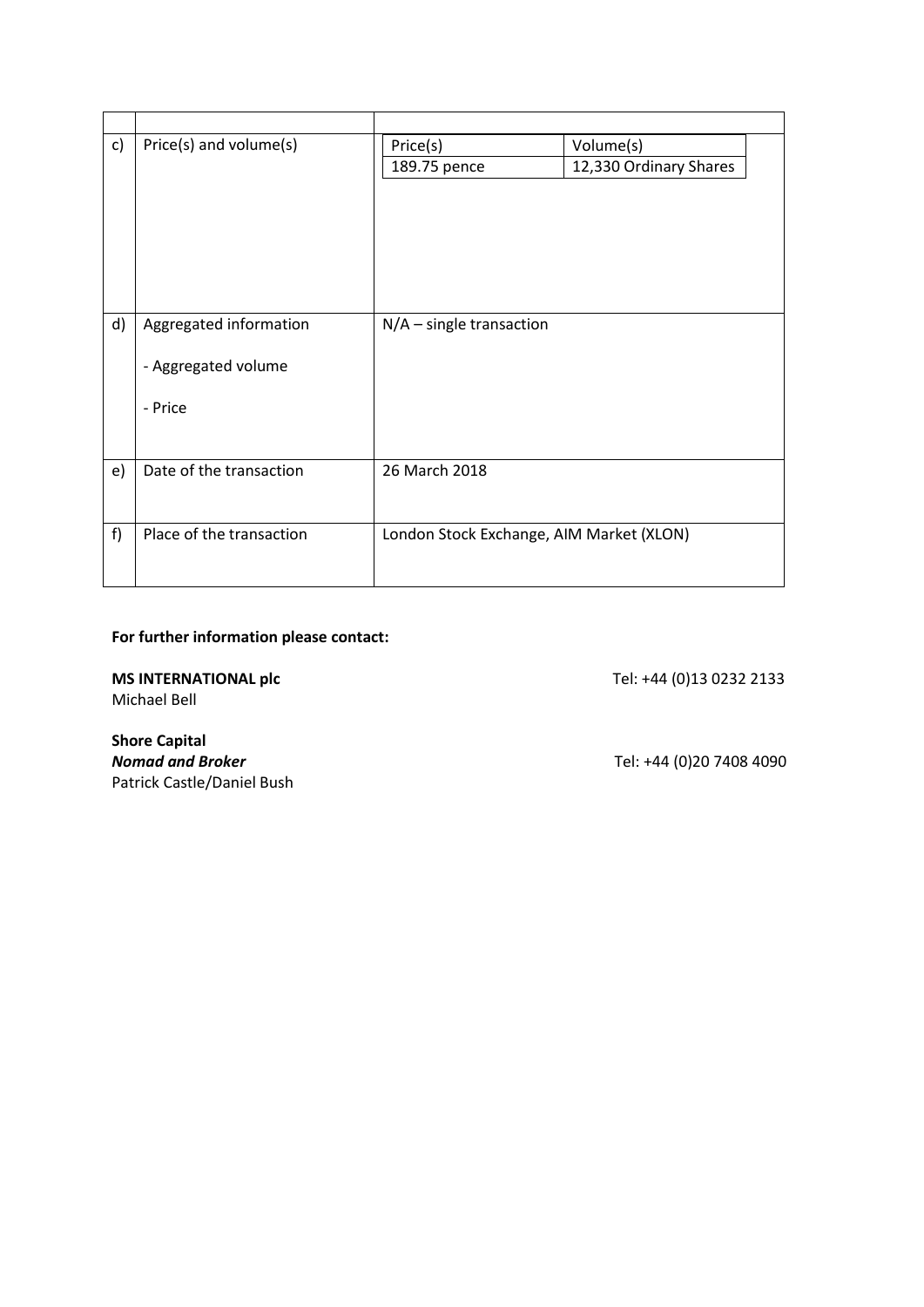| | | |
|---|---|---|
| c) | Price(s) and volume(s) | Price(s): 189.75 pence<br>Volume(s): 12,330 Ordinary Shares |
| d) | Aggregated information<br><br>- Aggregated volume<br><br>- Price | N/A – single transaction |
| e) | Date of the transaction | 26 March 2018 |
| f) | Place of the transaction | London Stock Exchange, AIM Market (XLON) |

**For further information please contact:**

**MS INTERNATIONAL plc** Tel: +44 (0)13 0232 2133
Michael Bell

**Shore Capital**
***Nomad and Broker*** Tel: +44 (0)20 7408 4090
Patrick Castle/Daniel Bush